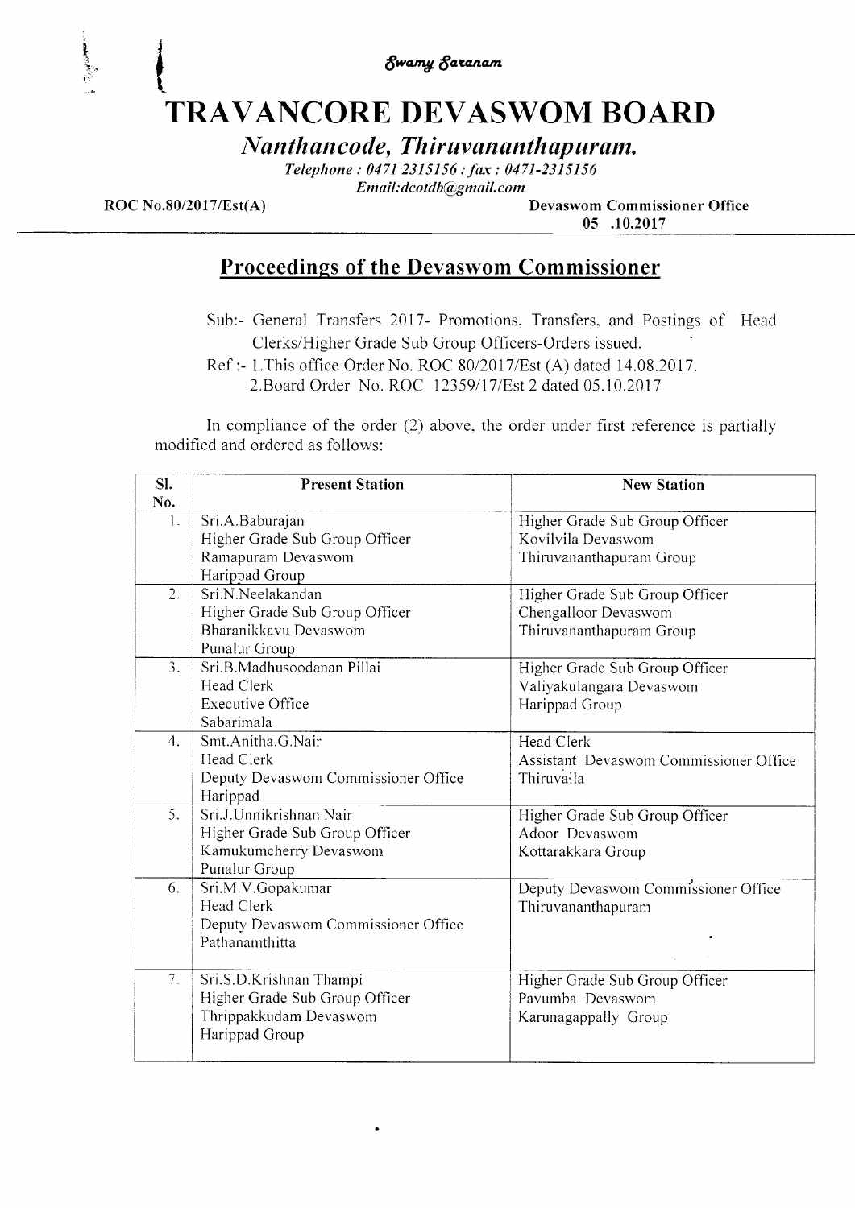*Swamy Saranam*

# TRAVANCORE DEVASWOM BOARD

## *Nanthancode, Thiruvananthapuram.*

*Telephone : 0471 2315156 : fax : 0471-2315156*
*Email:dcotdb@gmail.com*

**ROC No.80/2017/Est(A)** **Devaswom Commissioner Office**
**05 .10.2017**

## Proceedings of the Devaswom Commissioner

Sub:- General Transfers 2017- Promotions, Transfers, and Postings of Head Clerks/Higher Grade Sub Group Officers-Orders issued.

Ref :- 1.This office Order No. ROC 80/2017/Est (A) dated 14.08.2017.
2.Board Order No. ROC 12359/17/Est 2 dated 05.10.2017

In compliance of the order (2) above, the order under first reference is partially modified and ordered as follows:

| Sl. No. | Present Station | New Station |
|---|---|---|
| 1. | Sri.A.Baburajan<br>Higher Grade Sub Group Officer<br>Ramapuram Devaswom<br>Harippad Group | Higher Grade Sub Group Officer<br>Kovilvila Devaswom<br>Thiruvananthapuram Group |
| 2. | Sri.N.Neelakandan<br>Higher Grade Sub Group Officer<br>Bharanikkavu Devaswom<br>Punalur Group | Higher Grade Sub Group Officer<br>Chengalloor Devaswom<br>Thiruvananthapuram Group |
| 3. | Sri.B.Madhusoodanan Pillai<br>Head Clerk<br>Executive Office<br>Sabarimala | Higher Grade Sub Group Officer<br>Valiyakulangara Devaswom<br>Harippad Group |
| 4. | Smt.Anitha.G.Nair<br>Head Clerk<br>Deputy Devaswom Commissioner Office<br>Harippad | Head Clerk<br>Assistant Devaswom Commissioner Office<br>Thiruvalla |
| 5. | Sri.J.Unnikrishnan Nair<br>Higher Grade Sub Group Officer<br>Kamukumcherry Devaswom<br>Punalur Group | Higher Grade Sub Group Officer<br>Adoor Devaswom<br>Kottarakkara Group |
| 6. | Sri.M.V.Gopakumar<br>Head Clerk<br>Deputy Devaswom Commissioner Office<br>Pathanamthitta | Deputy Devaswom Commissioner Office<br>Thiruvananthapuram |
| 7. | Sri.S.D.Krishnan Thampi<br>Higher Grade Sub Group Officer<br>Thrippakkudam Devaswom<br>Harippad Group | Higher Grade Sub Group Officer<br>Pavumba Devaswom<br>Karunagappally Group |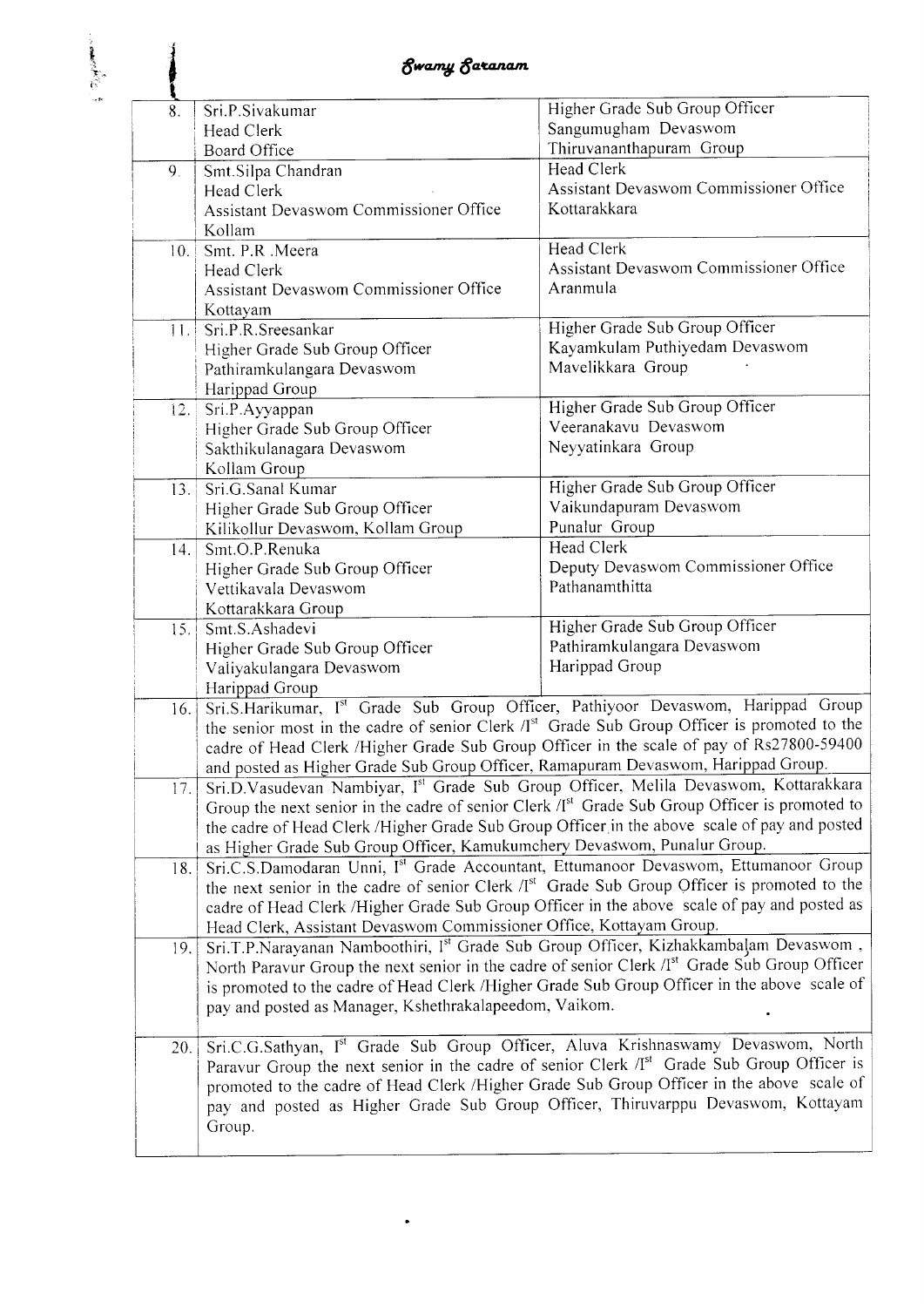Swamy Saranam

| | | |
|---|---|---|
| 8. | Sri.P.Sivakumar<br>Head Clerk<br>Board Office | Higher Grade Sub Group Officer<br>Sangumugham Devaswom<br>Thiruvananthapuram Group |
| 9. | Smt.Silpa Chandran<br>Head Clerk<br>Assistant Devaswom Commissioner Office<br>Kollam | Head Clerk<br>Assistant Devaswom Commissioner Office<br>Kottarakkara |
| 10. | Smt. P.R .Meera<br>Head Clerk<br>Assistant Devaswom Commissioner Office<br>Kottayam | Head Clerk<br>Assistant Devaswom Commissioner Office<br>Aranmula |
| 11. | Sri.P.R.Sreesankar<br>Higher Grade Sub Group Officer<br>Pathiramkulangara Devaswom<br>Harippad Group | Higher Grade Sub Group Officer<br>Kayamkulam Puthiyedam Devaswom<br>Mavelikkara Group |
| 12. | Sri.P.Ayyappan<br>Higher Grade Sub Group Officer<br>Sakthikulanagara Devaswom<br>Kollam Group | Higher Grade Sub Group Officer<br>Veeranakavu Devaswom<br>Neyyatinkara Group |
| 13. | Sri.G.Sanal Kumar<br>Higher Grade Sub Group Officer<br>Kilikollur Devaswom, Kollam Group | Higher Grade Sub Group Officer<br>Vaikundapuram Devaswom<br>Punalur Group |
| 14. | Smt.O.P.Renuka<br>Higher Grade Sub Group Officer<br>Vettikavala Devaswom<br>Kottarakkara Group | Head Clerk<br>Deputy Devaswom Commissioner Office<br>Pathanamthitta |
| 15. | Smt.S.Ashadevi<br>Higher Grade Sub Group Officer<br>Valiyakulangara Devaswom<br>Harippad Group | Higher Grade Sub Group Officer<br>Pathiramkulangara Devaswom<br>Harippad Group |
| 16. | Sri.S.Harikumar, I[st] Grade Sub Group Officer, Pathiyoor Devaswom, Harippad Group the senior most in the cadre of senior Clerk /I[st] Grade Sub Group Officer is promoted to the cadre of Head Clerk /Higher Grade Sub Group Officer in the scale of pay of Rs27800-59400 and posted as Higher Grade Sub Group Officer, Ramapuram Devaswom, Harippad Group. | |
| 17. | Sri.D.Vasudevan Nambiyar, I[st] Grade Sub Group Officer, Melila Devaswom, Kottarakkara Group the next senior in the cadre of senior Clerk /I[st] Grade Sub Group Officer is promoted to the cadre of Head Clerk /Higher Grade Sub Group Officer in the above scale of pay and posted as Higher Grade Sub Group Officer, Kamukumchery Devaswom, Punalur Group. | |
| 18. | Sri.C.S.Damodaran Unni, I[st] Grade Accountant, Ettumanoor Devaswom, Ettumanoor Group the next senior in the cadre of senior Clerk /I[st] Grade Sub Group Officer is promoted to the cadre of Head Clerk /Higher Grade Sub Group Officer in the above scale of pay and posted as Head Clerk, Assistant Devaswom Commissioner Office, Kottayam Group. | |
| 19. | Sri.T.P.Narayanan Namboothiri, I[st] Grade Sub Group Officer, Kizhakkambalam Devaswom , North Paravur Group the next senior in the cadre of senior Clerk /I[st] Grade Sub Group Officer is promoted to the cadre of Head Clerk /Higher Grade Sub Group Officer in the above scale of pay and posted as Manager, Kshethrakalapeedom, Vaikom. | |
| 20. | Sri.C.G.Sathyan, I[st] Grade Sub Group Officer, Aluva Krishnaswamy Devaswom, North Paravur Group the next senior in the cadre of senior Clerk /I[st] Grade Sub Group Officer is promoted to the cadre of Head Clerk /Higher Grade Sub Group Officer in the above scale of pay and posted as Higher Grade Sub Group Officer, Thiruvarppu Devaswom, Kottayam Group. | |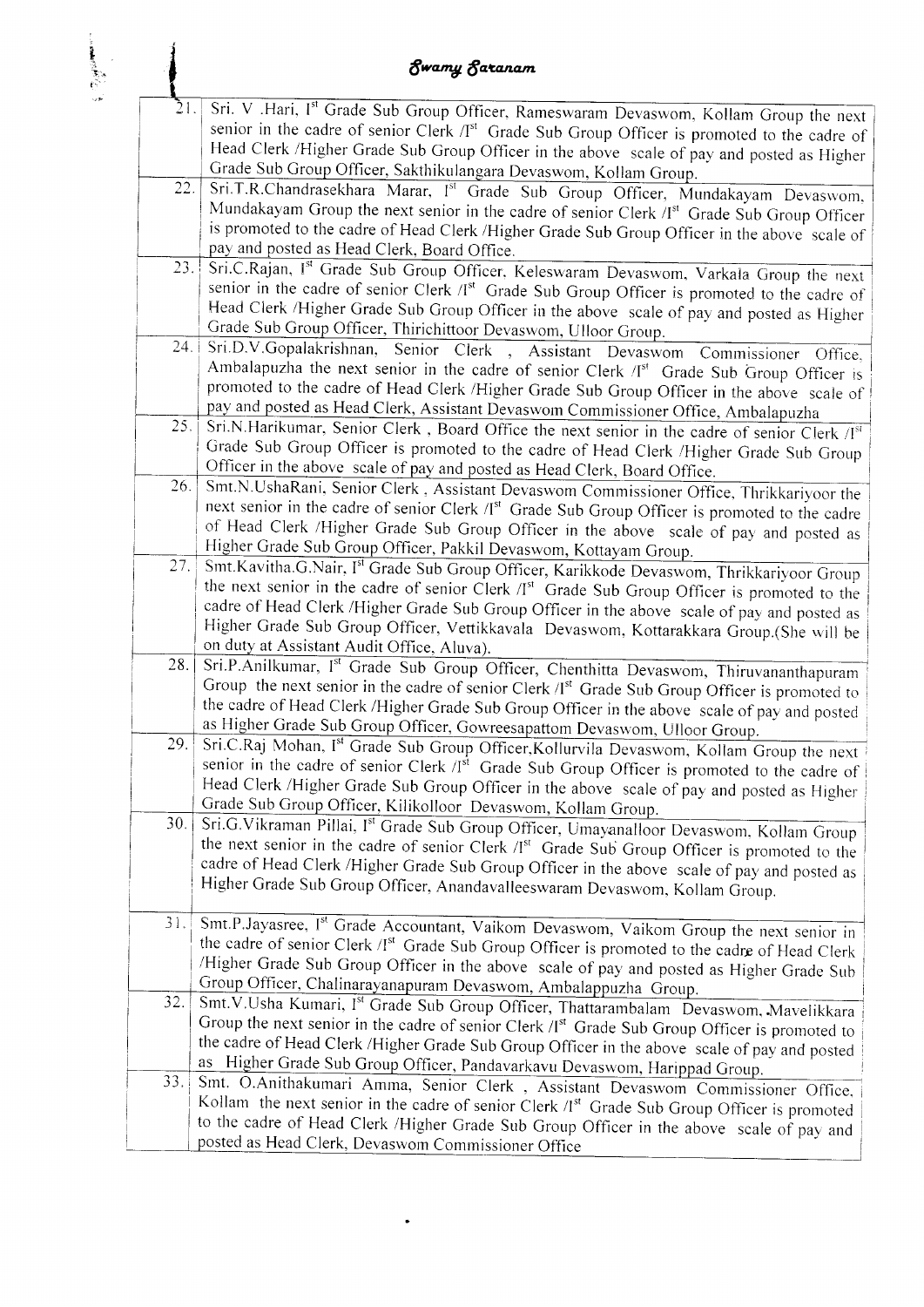*Swamy Saranam*

| | |
|---|---|
| 21. | Sri. V .Hari, Ist Grade Sub Group Officer, Rameswaram Devaswom, Kollam Group the next senior in the cadre of senior Clerk /Ist Grade Sub Group Officer is promoted to the cadre of Head Clerk /Higher Grade Sub Group Officer in the above scale of pay and posted as Higher Grade Sub Group Officer, Sakthikulangara Devaswom, Kollam Group. |
| 22. | Sri.T.R.Chandrasekhara Marar, Ist Grade Sub Group Officer, Mundakayam Devaswom, Mundakayam Group the next senior in the cadre of senior Clerk /Ist Grade Sub Group Officer is promoted to the cadre of Head Clerk /Higher Grade Sub Group Officer in the above scale of pay and posted as Head Clerk, Board Office. |
| 23. | Sri.C.Rajan, Ist Grade Sub Group Officer, Keleswaram Devaswom, Varkala Group the next senior in the cadre of senior Clerk /Ist Grade Sub Group Officer is promoted to the cadre of Head Clerk /Higher Grade Sub Group Officer in the above scale of pay and posted as Higher Grade Sub Group Officer, Thirichittoor Devaswom, Ulloor Group. |
| 24. | Sri.D.V.Gopalakrishnan, Senior Clerk , Assistant Devaswom Commissioner Office, Ambalapuzha the next senior in the cadre of senior Clerk /Ist Grade Sub Group Officer is promoted to the cadre of Head Clerk /Higher Grade Sub Group Officer in the above scale of pay and posted as Head Clerk, Assistant Devaswom Commissioner Office, Ambalapuzha |
| 25. | Sri.N.Harikumar, Senior Clerk , Board Office the next senior in the cadre of senior Clerk /Ist Grade Sub Group Officer is promoted to the cadre of Head Clerk /Higher Grade Sub Group Officer in the above scale of pay and posted as Head Clerk, Board Office. |
| 26. | Smt.N.UshaRani, Senior Clerk , Assistant Devaswom Commissioner Office, Thrikkariyoor the next senior in the cadre of senior Clerk /Ist Grade Sub Group Officer is promoted to the cadre of Head Clerk /Higher Grade Sub Group Officer in the above scale of pay and posted as Higher Grade Sub Group Officer, Pakkil Devaswom, Kottayam Group. |
| 27. | Smt.Kavitha.G.Nair, Ist Grade Sub Group Officer, Karikkode Devaswom, Thrikkariyoor Group the next senior in the cadre of senior Clerk /Ist Grade Sub Group Officer is promoted to the cadre of Head Clerk /Higher Grade Sub Group Officer in the above scale of pay and posted as Higher Grade Sub Group Officer, Vettikkavala Devaswom, Kottarakkara Group.(She will be on duty at Assistant Audit Office, Aluva). |
| 28. | Sri.P.Anilkumar, Ist Grade Sub Group Officer, Chenthitta Devaswom, Thiruvananthapuram Group the next senior in the cadre of senior Clerk /Ist Grade Sub Group Officer is promoted to the cadre of Head Clerk /Higher Grade Sub Group Officer in the above scale of pay and posted as Higher Grade Sub Group Officer, Gowreesapattom Devaswom, Ulloor Group. |
| 29. | Sri.C.Raj Mohan, Ist Grade Sub Group Officer,Kollurvila Devaswom, Kollam Group the next senior in the cadre of senior Clerk /Ist Grade Sub Group Officer is promoted to the cadre of Head Clerk /Higher Grade Sub Group Officer in the above scale of pay and posted as Higher Grade Sub Group Officer, Kilikolloor Devaswom, Kollam Group. |
| 30. | Sri.G.Vikraman Pillai, Ist Grade Sub Group Officer, Umayanalloor Devaswom, Kollam Group the next senior in the cadre of senior Clerk /Ist Grade Sub Group Officer is promoted to the cadre of Head Clerk /Higher Grade Sub Group Officer in the above scale of pay and posted as Higher Grade Sub Group Officer, Anandavalleeswaram Devaswom, Kollam Group. |
| 31. | Smt.P.Jayasree, Ist Grade Accountant, Vaikom Devaswom, Vaikom Group the next senior in the cadre of senior Clerk /Ist Grade Sub Group Officer is promoted to the cadre of Head Clerk /Higher Grade Sub Group Officer in the above scale of pay and posted as Higher Grade Sub Group Officer, Chalinarayanapuram Devaswom, Ambalappuzha Group. |
| 32. | Smt.V.Usha Kumari, Ist Grade Sub Group Officer, Thattarambalam Devaswom, Mavelikkara Group the next senior in the cadre of senior Clerk /Ist Grade Sub Group Officer is promoted to the cadre of Head Clerk /Higher Grade Sub Group Officer in the above scale of pay and posted as Higher Grade Sub Group Officer, Pandavarkavu Devaswom, Harippad Group. |
| 33. | Smt. O.Anithakumari Amma, Senior Clerk , Assistant Devaswom Commissioner Office, Kollam the next senior in the cadre of senior Clerk /Ist Grade Sub Group Officer is promoted to the cadre of Head Clerk /Higher Grade Sub Group Officer in the above scale of pay and posted as Head Clerk, Devaswom Commissioner Office |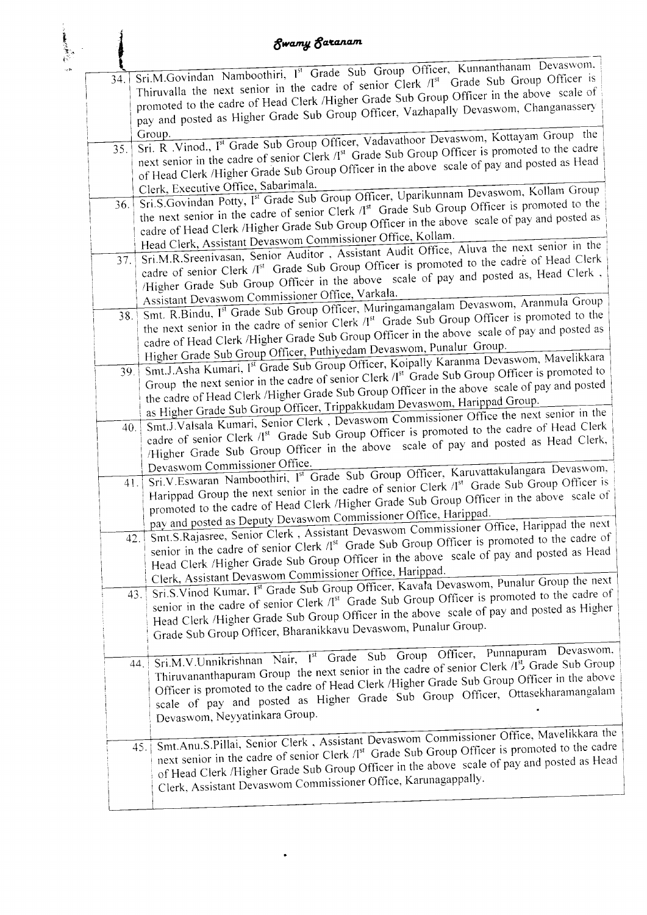| | |
|---|---|
| 34. | Sri.M.Govindan Namboothiri, I[st] Grade Sub Group Officer, Kunnanthanam Devaswom, Thiruvalla the next senior in the cadre of senior Clerk /I[st] Grade Sub Group Officer is promoted to the cadre of Head Clerk /Higher Grade Sub Group Officer in the above scale of pay and posted as Higher Grade Sub Group Officer, Vazhapally Devaswom, Changanassery Group. |
| 35. | Sri. R .Vinod., I[st] Grade Sub Group Officer, Vadavathoor Devaswom, Kottayam Group the next senior in the cadre of senior Clerk /I[st] Grade Sub Group Officer is promoted to the cadre of Head Clerk /Higher Grade Sub Group Officer in the above scale of pay and posted as Head Clerk, Executive Office, Sabarimala. |
| 36. | Sri.S.Govindan Potty, I[st] Grade Sub Group Officer, Uparikunnam Devaswom, Kollam Group the next senior in the cadre of senior Clerk /I[st] Grade Sub Group Officer is promoted to the cadre of Head Clerk /Higher Grade Sub Group Officer in the above scale of pay and posted as Head Clerk, Assistant Devaswom Commissioner Office, Kollam. |
| 37. | Sri.M.R.Sreenivasan, Senior Auditor , Assistant Audit Office, Aluva the next senior in the cadre of senior Clerk /I[st] Grade Sub Group Officer is promoted to the cadre of Head Clerk /Higher Grade Sub Group Officer in the above scale of pay and posted as, Head Clerk , Assistant Devaswom Commissioner Office, Varkala. |
| 38. | Smt. R.Bindu, I[st] Grade Sub Group Officer, Muringamangalam Devaswom, Aranmula Group the next senior in the cadre of senior Clerk /I[st] Grade Sub Group Officer is promoted to the cadre of Head Clerk /Higher Grade Sub Group Officer in the above scale of pay and posted as Higher Grade Sub Group Officer, Puthiyedam Devaswom, Punalur Group. |
| 39. | Smt.J.Asha Kumari, I[st] Grade Sub Group Officer, Koipally Karanma Devaswom, Mavelikkara Group the next senior in the cadre of senior Clerk /I[st] Grade Sub Group Officer is promoted to the cadre of Head Clerk /Higher Grade Sub Group Officer in the above scale of pay and posted as Higher Grade Sub Group Officer, Trippakkudam Devaswom, Harippad Group. |
| 40. | Smt.J.Valsala Kumari, Senior Clerk , Devaswom Commissioner Office the next senior in the cadre of senior Clerk /I[st] Grade Sub Group Officer is promoted to the cadre of Head Clerk /Higher Grade Sub Group Officer in the above scale of pay and posted as Head Clerk, Devaswom Commissioner Office. |
| 41. | Sri.V.Eswaran Namboothiri, I[st] Grade Sub Group Officer, Karuvattakulangara Devaswom, Harippad Group the next senior in the cadre of senior Clerk /I[st] Grade Sub Group Officer is promoted to the cadre of Head Clerk /Higher Grade Sub Group Officer in the above scale of pay and posted as Deputy Devaswom Commissioner Office, Harippad. |
| 42. | Smt.S.Rajasree, Senior Clerk , Assistant Devaswom Commissioner Office, Harippad the next senior in the cadre of senior Clerk /I[st] Grade Sub Group Officer is promoted to the cadre of Head Clerk /Higher Grade Sub Group Officer in the above scale of pay and posted as Head Clerk, Assistant Devaswom Commissioner Office, Harippad. |
| 43. | Sri.S.Vinod Kumar, I[st] Grade Sub Group Officer, Kavala Devaswom, Punalur Group the next senior in the cadre of senior Clerk /I[st] Grade Sub Group Officer is promoted to the cadre of Head Clerk /Higher Grade Sub Group Officer in the above scale of pay and posted as Higher Grade Sub Group Officer, Bharanikkavu Devaswom, Punalur Group. |
| 44. | Sri.M.V.Unnikrishnan Nair, I[st] Grade Sub Group Officer, Punnapuram Devaswom, Thiruvananthapuram Group the next senior in the cadre of senior Clerk /I[st] Grade Sub Group Officer is promoted to the cadre of Head Clerk /Higher Grade Sub Group Officer in the above scale of pay and posted as Higher Grade Sub Group Officer, Ottasekharamangalam Devaswom, Neyyatinkara Group. |
| 45. | Smt.Anu.S.Pillai, Senior Clerk , Assistant Devaswom Commissioner Office, Mavelikkara the next senior in the cadre of senior Clerk /I[st] Grade Sub Group Officer is promoted to the cadre of Head Clerk /Higher Grade Sub Group Officer in the above scale of pay and posted as Head Clerk, Assistant Devaswom Commissioner Office, Karunagappally. |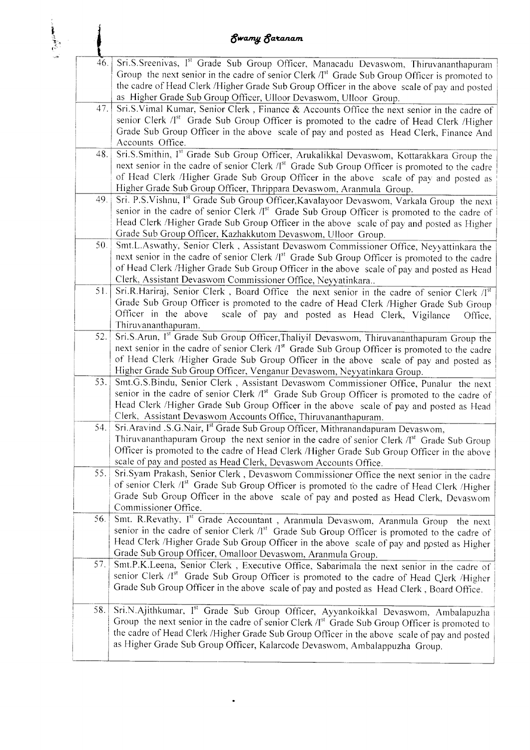| | |
|---|---|
| 46. | Sri.S.Sreenivas, I[st] Grade Sub Group Officer, Manacadu Devaswom, Thiruvananthapuram Group the next senior in the cadre of senior Clerk /I[st] Grade Sub Group Officer is promoted to the cadre of Head Clerk /Higher Grade Sub Group Officer in the above scale of pay and posted as Higher Grade Sub Group Officer, Ulloor Devaswom, Ulloor Group. |
| 47. | Sri.S.Vimal Kumar, Senior Clerk , Finance & Accounts Office the next senior in the cadre of senior Clerk /I[st] Grade Sub Group Officer is promoted to the cadre of Head Clerk /Higher Grade Sub Group Officer in the above scale of pay and posted as Head Clerk, Finance And Accounts Office. |
| 48. | Sri.S.Smithin, I[st] Grade Sub Group Officer, Arukalikkal Devaswom, Kottarakkara Group the next senior in the cadre of senior Clerk /I[st] Grade Sub Group Officer is promoted to the cadre of Head Clerk /Higher Grade Sub Group Officer in the above scale of pay and posted as Higher Grade Sub Group Officer, Thrippara Devaswom, Aranmula Group. |
| 49. | Sri. P.S.Vishnu, I[st] Grade Sub Group Officer,Kavalayoor Devaswom, Varkala Group the next senior in the cadre of senior Clerk /I[st] Grade Sub Group Officer is promoted to the cadre of Head Clerk /Higher Grade Sub Group Officer in the above scale of pay and posted as Higher Grade Sub Group Officer, Kazhakkutom Devaswom, Ulloor Group. |
| 50. | Smt.L.Aswathy, Senior Clerk , Assistant Devaswom Commissioner Office, Neyyattinkara the next senior in the cadre of senior Clerk /I[st] Grade Sub Group Officer is promoted to the cadre of Head Clerk /Higher Grade Sub Group Officer in the above scale of pay and posted as Head Clerk, Assistant Devaswom Commissioner Office, Neyyatinkara.. |
| 51. | Sri.R.Hariraj, Senior Clerk , Board Office the next senior in the cadre of senior Clerk /I[st] Grade Sub Group Officer is promoted to the cadre of Head Clerk /Higher Grade Sub Group Officer in the above scale of pay and posted as Head Clerk, Vigilance Office, Thiruvananthapuram. |
| 52. | Sri.S.Arun, I[st] Grade Sub Group Officer,Thaliyil Devaswom, Thiruvananthapuram Group the next senior in the cadre of senior Clerk /I[st] Grade Sub Group Officer is promoted to the cadre of Head Clerk /Higher Grade Sub Group Officer in the above scale of pay and posted as Higher Grade Sub Group Officer, Venganur Devaswom, Neyyatinkara Group. |
| 53. | Smt.G.S.Bindu, Senior Clerk , Assistant Devaswom Commissioner Office, Punalur the next senior in the cadre of senior Clerk /I[st] Grade Sub Group Officer is promoted to the cadre of Head Clerk /Higher Grade Sub Group Officer in the above scale of pay and posted as Head Clerk, Assistant Devaswom Accounts Office, Thiruvananthapuram. |
| 54. | Sri.Aravind .S.G.Nair, I[st] Grade Sub Group Officer, Mithranandapuram Devaswom, Thiruvananthapuram Group the next senior in the cadre of senior Clerk /I[st] Grade Sub Group Officer is promoted to the cadre of Head Clerk /Higher Grade Sub Group Officer in the above scale of pay and posted as Head Clerk, Devaswom Accounts Office. |
| 55. | Sri.Syam Prakash, Senior Clerk , Devaswom Commissioner Office the next senior in the cadre of senior Clerk /I[st] Grade Sub Group Officer is promoted to the cadre of Head Clerk /Higher Grade Sub Group Officer in the above scale of pay and posted as Head Clerk, Devaswom Commissioner Office. |
| 56. | Smt. R.Revathy, I[st] Grade Accountant , Aranmula Devaswom, Aranmula Group the next senior in the cadre of senior Clerk /I[st] Grade Sub Group Officer is promoted to the cadre of Head Clerk /Higher Grade Sub Group Officer in the above scale of pay and posted as Higher Grade Sub Group Officer, Omalloor Devaswom, Aranmula Group. |
| 57. | Smt.P.K.Leena, Senior Clerk , Executive Office, Sabarimala the next senior in the cadre of senior Clerk /I[st] Grade Sub Group Officer is promoted to the cadre of Head Clerk /Higher Grade Sub Group Officer in the above scale of pay and posted as Head Clerk , Board Office. |
| 58. | Sri.N.Ajithkumar, I[st] Grade Sub Group Officer, Ayyankoikkal Devaswom, Ambalapuzha Group the next senior in the cadre of senior Clerk /I[st] Grade Sub Group Officer is promoted to the cadre of Head Clerk /Higher Grade Sub Group Officer in the above scale of pay and posted as Higher Grade Sub Group Officer, Kalarcode Devaswom, Ambalappuzha Group. |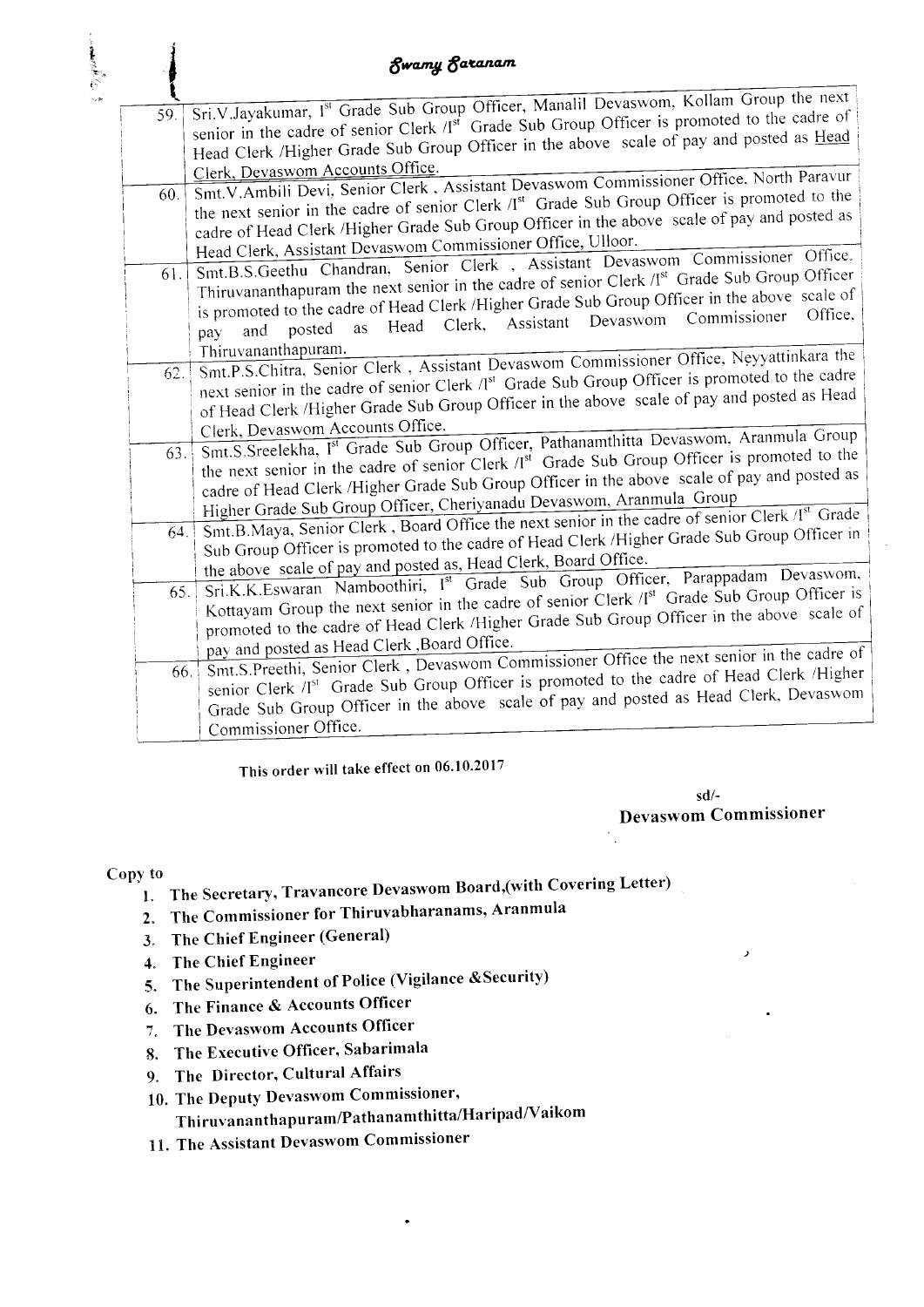*Swamy Saranam*

| | |
|---|---|
| 59. | Sri.V.Jayakumar, I[st] Grade Sub Group Officer, Manalil Devaswom, Kollam Group the next senior in the cadre of senior Clerk /I[st] Grade Sub Group Officer is promoted to the cadre of Head Clerk /Higher Grade Sub Group Officer in the above scale of pay and posted as Head Clerk, Devaswom Accounts Office. |
| 60. | Smt.V.Ambili Devi, Senior Clerk , Assistant Devaswom Commissioner Office, North Paravur the next senior in the cadre of senior Clerk /I[st] Grade Sub Group Officer is promoted to the cadre of Head Clerk /Higher Grade Sub Group Officer in the above scale of pay and posted as Head Clerk, Assistant Devaswom Commissioner Office, Ulloor. |
| 61. | Smt.B.S.Geethu Chandran, Senior Clerk , Assistant Devaswom Commissioner Office, Thiruvananthapuram the next senior in the cadre of senior Clerk /I[st] Grade Sub Group Officer is promoted to the cadre of Head Clerk /Higher Grade Sub Group Officer in the above scale of pay and posted as Head Clerk, Assistant Devaswom Commissioner Office, Thiruvananthapuram. |
| 62. | Smt.P.S.Chitra, Senior Clerk , Assistant Devaswom Commissioner Office, Neyyattinkara the next senior in the cadre of senior Clerk /I[st] Grade Sub Group Officer is promoted to the cadre of Head Clerk /Higher Grade Sub Group Officer in the above scale of pay and posted as Head Clerk, Devaswom Accounts Office. |
| 63. | Smt.S.Sreelekha, I[st] Grade Sub Group Officer, Pathanamthitta Devaswom, Aranmula Group the next senior in the cadre of senior Clerk /I[st] Grade Sub Group Officer is promoted to the cadre of Head Clerk /Higher Grade Sub Group Officer in the above scale of pay and posted as Higher Grade Sub Group Officer, Cheriyanadu Devaswom, Aranmula Group |
| 64. | Smt.B.Maya, Senior Clerk , Board Office the next senior in the cadre of senior Clerk /I[st] Grade Sub Group Officer is promoted to the cadre of Head Clerk /Higher Grade Sub Group Officer in the above scale of pay and posted as, Head Clerk, Board Office. |
| 65. | Sri.K.K.Eswaran Namboothiri, I[st] Grade Sub Group Officer, Parappadam Devaswom, Kottayam Group the next senior in the cadre of senior Clerk /I[st] Grade Sub Group Officer is promoted to the cadre of Head Clerk /Higher Grade Sub Group Officer in the above scale of pay and posted as Head Clerk ,Board Office. |
| 66. | Smt.S.Preethi, Senior Clerk , Devaswom Commissioner Office the next senior in the cadre of senior Clerk /I[st] Grade Sub Group Officer is promoted to the cadre of Head Clerk /Higher Grade Sub Group Officer in the above scale of pay and posted as Head Clerk, Devaswom Commissioner Office. |

**This order will take effect on 06.10.2017**

sd/-
**Devaswom Commissioner**

**Copy to**

1. **The Secretary, Travancore Devaswom Board,(with Covering Letter)**
2. **The Commissioner for Thiruvabharanams, Aranmula**
3. **The Chief Engineer (General)**
4. **The Chief Engineer**
5. **The Superintendent of Police (Vigilance &Security)**
6. **The Finance & Accounts Officer**
7. **The Devaswom Accounts Officer**
8. **The Executive Officer, Sabarimala**
9. **The Director, Cultural Affairs**
10. **The Deputy Devaswom Commissioner, Thiruvananthapuram/Pathanamthitta/Haripad/Vaikom**
11. **The Assistant Devaswom Commissioner**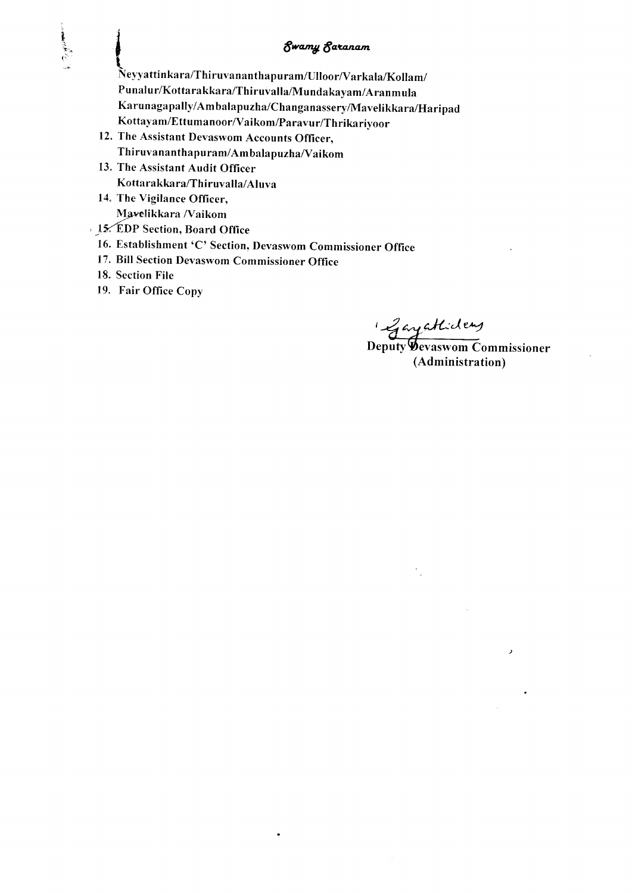*Swamy Saranam*

Neyyattinkara/Thiruvananthapuram/Ulloor/Varkala/Kollam/
Punalur/Kottarakkara/Thiruvalla/Mundakayam/Aranmula
Karunagapally/Ambalapuzha/Changanassery/Mavelikkara/Haripad
Kottayam/Ettumanoor/Vaikom/Paravur/Thrikariyoor

12. The Assistant Devaswom Accounts Officer,
    Thiruvananthapuram/Ambalapuzha/Vaikom
13. The Assistant Audit Officer
    Kottarakkara/Thiruvalla/Aluva
14. The Vigilance Officer,
    Mavelikkara /Vaikom
15. EDP Section, Board Office
16. Establishment 'C' Section, Devaswom Commissioner Office
17. Bill Section Devaswom Commissioner Office
18. Section File
19. Fair Office Copy

Deputy Devaswom Commissioner
(Administration)